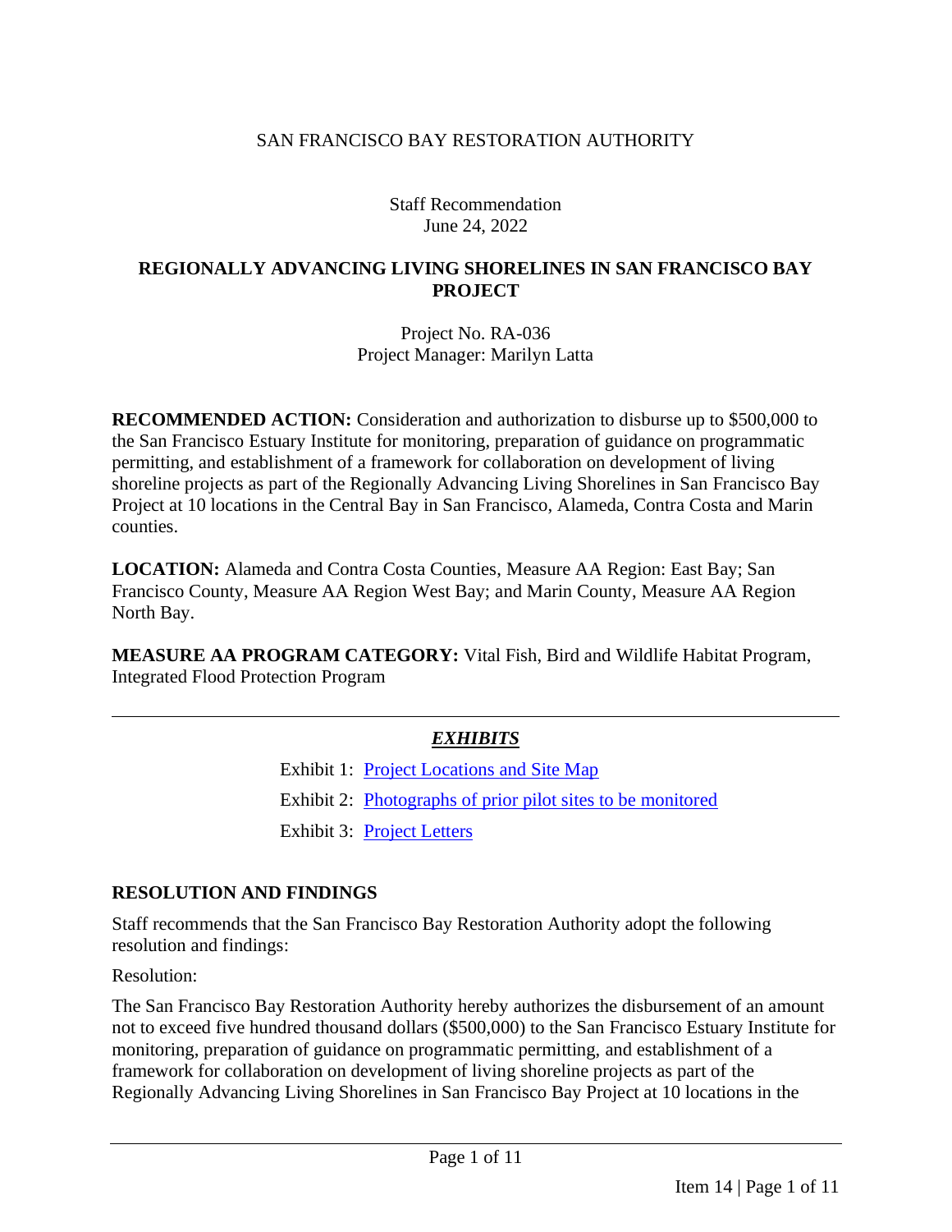SAN FRANCISCO BAY RESTORATION AUTHORITY

Staff Recommendation
June 24, 2022

# REGIONALLY ADVANCING LIVING SHORELINES IN SAN FRANCISCO BAY PROJECT

Project No. RA-036
Project Manager: Marilyn Latta

**RECOMMENDED ACTION:** Consideration and authorization to disburse up to $500,000 to the San Francisco Estuary Institute for monitoring, preparation of guidance on programmatic permitting, and establishment of a framework for collaboration on development of living shoreline projects as part of the Regionally Advancing Living Shorelines in San Francisco Bay Project at 10 locations in the Central Bay in San Francisco, Alameda, Contra Costa and Marin counties.

**LOCATION:** Alameda and Contra Costa Counties, Measure AA Region: East Bay; San Francisco County, Measure AA Region West Bay; and Marin County, Measure AA Region North Bay.

**MEASURE AA PROGRAM CATEGORY:** Vital Fish, Bird and Wildlife Habitat Program, Integrated Flood Protection Program

---

## *EXHIBITS*

Exhibit 1: Project Locations and Site Map

Exhibit 2: Photographs of prior pilot sites to be monitored

Exhibit 3: Project Letters

## RESOLUTION AND FINDINGS

Staff recommends that the San Francisco Bay Restoration Authority adopt the following resolution and findings:

Resolution:

The San Francisco Bay Restoration Authority hereby authorizes the disbursement of an amount not to exceed five hundred thousand dollars ($500,000) to the San Francisco Estuary Institute for monitoring, preparation of guidance on programmatic permitting, and establishment of a framework for collaboration on development of living shoreline projects as part of the Regionally Advancing Living Shorelines in San Francisco Bay Project at 10 locations in the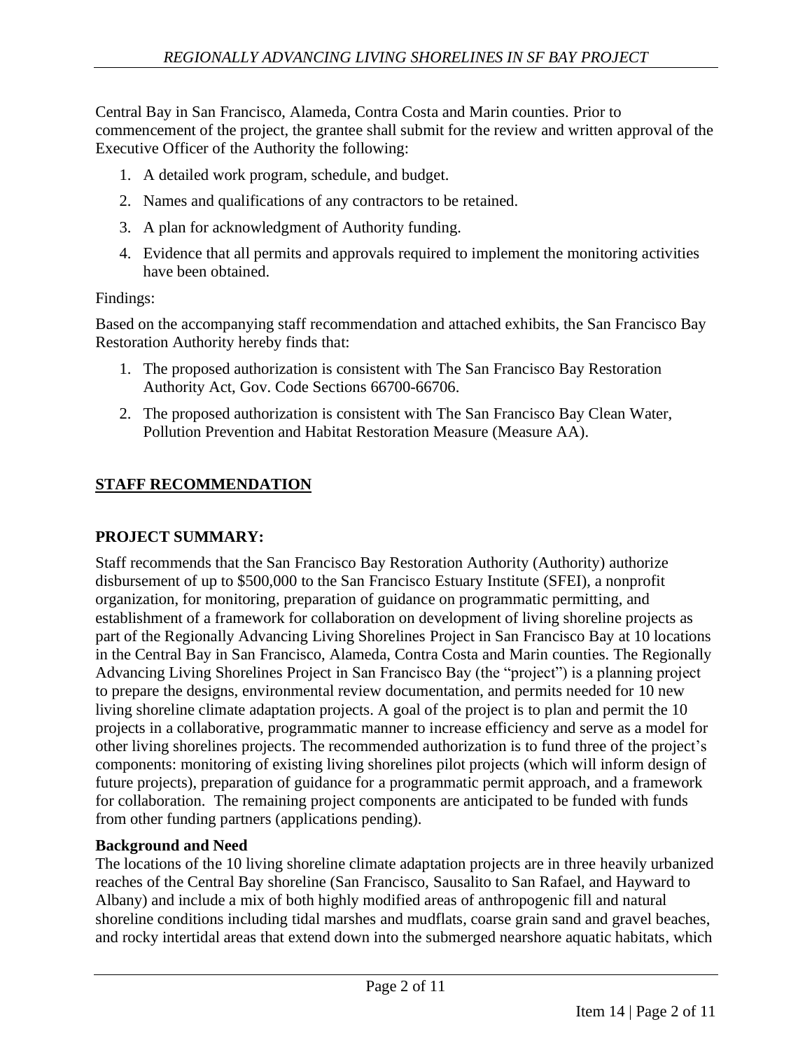Central Bay in San Francisco, Alameda, Contra Costa and Marin counties. Prior to commencement of the project, the grantee shall submit for the review and written approval of the Executive Officer of the Authority the following:

1. A detailed work program, schedule, and budget.
2. Names and qualifications of any contractors to be retained.
3. A plan for acknowledgment of Authority funding.
4. Evidence that all permits and approvals required to implement the monitoring activities have been obtained.

Findings:

Based on the accompanying staff recommendation and attached exhibits, the San Francisco Bay Restoration Authority hereby finds that:

1. The proposed authorization is consistent with The San Francisco Bay Restoration Authority Act, Gov. Code Sections 66700-66706.
2. The proposed authorization is consistent with The San Francisco Bay Clean Water, Pollution Prevention and Habitat Restoration Measure (Measure AA).

## STAFF RECOMMENDATION

### PROJECT SUMMARY:

Staff recommends that the San Francisco Bay Restoration Authority (Authority) authorize disbursement of up to $500,000 to the San Francisco Estuary Institute (SFEI), a nonprofit organization, for monitoring, preparation of guidance on programmatic permitting, and establishment of a framework for collaboration on development of living shoreline projects as part of the Regionally Advancing Living Shorelines Project in San Francisco Bay at 10 locations in the Central Bay in San Francisco, Alameda, Contra Costa and Marin counties. The Regionally Advancing Living Shorelines Project in San Francisco Bay (the "project") is a planning project to prepare the designs, environmental review documentation, and permits needed for 10 new living shoreline climate adaptation projects. A goal of the project is to plan and permit the 10 projects in a collaborative, programmatic manner to increase efficiency and serve as a model for other living shorelines projects. The recommended authorization is to fund three of the project's components: monitoring of existing living shorelines pilot projects (which will inform design of future projects), preparation of guidance for a programmatic permit approach, and a framework for collaboration. The remaining project components are anticipated to be funded with funds from other funding partners (applications pending).

**Background and Need**

The locations of the 10 living shoreline climate adaptation projects are in three heavily urbanized reaches of the Central Bay shoreline (San Francisco, Sausalito to San Rafael, and Hayward to Albany) and include a mix of both highly modified areas of anthropogenic fill and natural shoreline conditions including tidal marshes and mudflats, coarse grain sand and gravel beaches, and rocky intertidal areas that extend down into the submerged nearshore aquatic habitats, which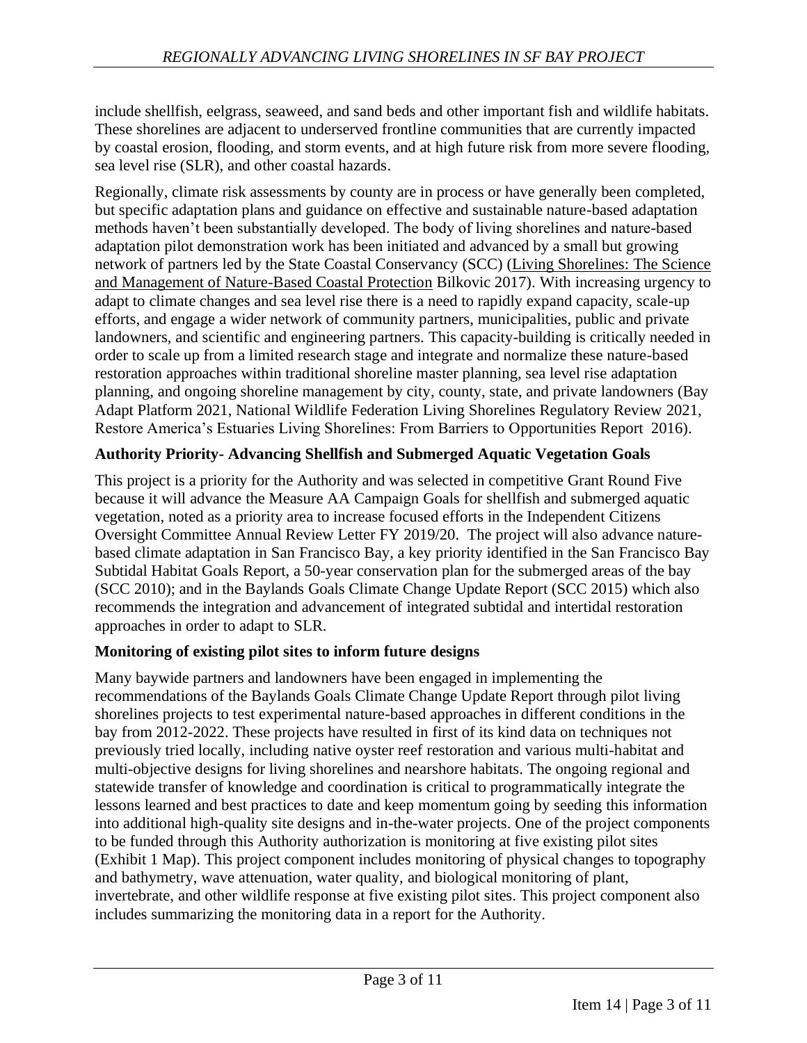include shellfish, eelgrass, seaweed, and sand beds and other important fish and wildlife habitats. These shorelines are adjacent to underserved frontline communities that are currently impacted by coastal erosion, flooding, and storm events, and at high future risk from more severe flooding, sea level rise (SLR), and other coastal hazards.

Regionally, climate risk assessments by county are in process or have generally been completed, but specific adaptation plans and guidance on effective and sustainable nature-based adaptation methods haven't been substantially developed. The body of living shorelines and nature-based adaptation pilot demonstration work has been initiated and advanced by a small but growing network of partners led by the State Coastal Conservancy (SCC) (Living Shorelines: The Science and Management of Nature-Based Coastal Protection Bilkovic 2017). With increasing urgency to adapt to climate changes and sea level rise there is a need to rapidly expand capacity, scale-up efforts, and engage a wider network of community partners, municipalities, public and private landowners, and scientific and engineering partners. This capacity-building is critically needed in order to scale up from a limited research stage and integrate and normalize these nature-based restoration approaches within traditional shoreline master planning, sea level rise adaptation planning, and ongoing shoreline management by city, county, state, and private landowners (Bay Adapt Platform 2021, National Wildlife Federation Living Shorelines Regulatory Review 2021, Restore America's Estuaries Living Shorelines: From Barriers to Opportunities Report 2016).

**Authority Priority- Advancing Shellfish and Submerged Aquatic Vegetation Goals**

This project is a priority for the Authority and was selected in competitive Grant Round Five because it will advance the Measure AA Campaign Goals for shellfish and submerged aquatic vegetation, noted as a priority area to increase focused efforts in the Independent Citizens Oversight Committee Annual Review Letter FY 2019/20. The project will also advance nature-based climate adaptation in San Francisco Bay, a key priority identified in the San Francisco Bay Subtidal Habitat Goals Report, a 50-year conservation plan for the submerged areas of the bay (SCC 2010); and in the Baylands Goals Climate Change Update Report (SCC 2015) which also recommends the integration and advancement of integrated subtidal and intertidal restoration approaches in order to adapt to SLR.

**Monitoring of existing pilot sites to inform future designs**

Many baywide partners and landowners have been engaged in implementing the recommendations of the Baylands Goals Climate Change Update Report through pilot living shorelines projects to test experimental nature-based approaches in different conditions in the bay from 2012-2022. These projects have resulted in first of its kind data on techniques not previously tried locally, including native oyster reef restoration and various multi-habitat and multi-objective designs for living shorelines and nearshore habitats. The ongoing regional and statewide transfer of knowledge and coordination is critical to programmatically integrate the lessons learned and best practices to date and keep momentum going by seeding this information into additional high-quality site designs and in-the-water projects. One of the project components to be funded through this Authority authorization is monitoring at five existing pilot sites (Exhibit 1 Map). This project component includes monitoring of physical changes to topography and bathymetry, wave attenuation, water quality, and biological monitoring of plant, invertebrate, and other wildlife response at five existing pilot sites. This project component also includes summarizing the monitoring data in a report for the Authority.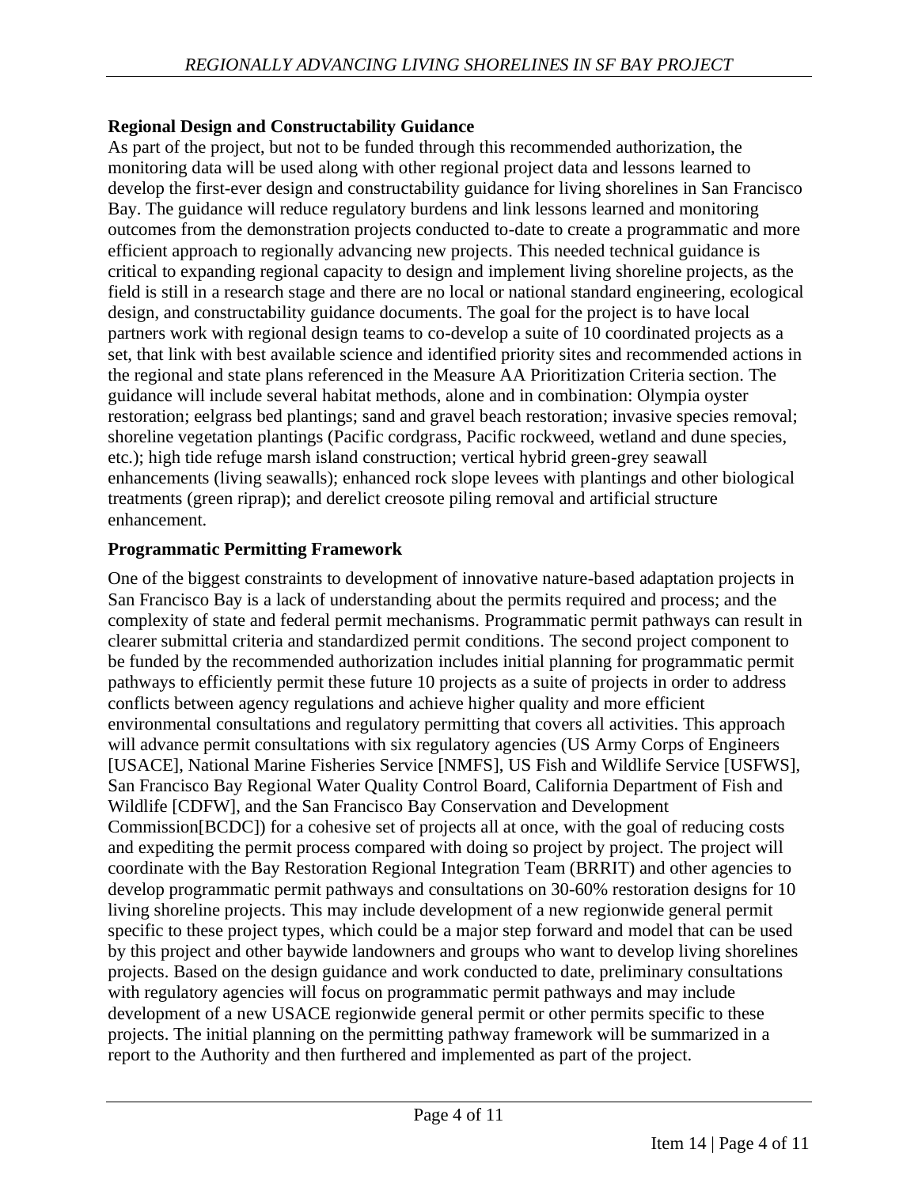**Regional Design and Constructability Guidance**

As part of the project, but not to be funded through this recommended authorization, the monitoring data will be used along with other regional project data and lessons learned to develop the first-ever design and constructability guidance for living shorelines in San Francisco Bay. The guidance will reduce regulatory burdens and link lessons learned and monitoring outcomes from the demonstration projects conducted to-date to create a programmatic and more efficient approach to regionally advancing new projects. This needed technical guidance is critical to expanding regional capacity to design and implement living shoreline projects, as the field is still in a research stage and there are no local or national standard engineering, ecological design, and constructability guidance documents. The goal for the project is to have local partners work with regional design teams to co-develop a suite of 10 coordinated projects as a set, that link with best available science and identified priority sites and recommended actions in the regional and state plans referenced in the Measure AA Prioritization Criteria section. The guidance will include several habitat methods, alone and in combination: Olympia oyster restoration; eelgrass bed plantings; sand and gravel beach restoration; invasive species removal; shoreline vegetation plantings (Pacific cordgrass, Pacific rockweed, wetland and dune species, etc.); high tide refuge marsh island construction; vertical hybrid green-grey seawall enhancements (living seawalls); enhanced rock slope levees with plantings and other biological treatments (green riprap); and derelict creosote piling removal and artificial structure enhancement.

**Programmatic Permitting Framework**

One of the biggest constraints to development of innovative nature-based adaptation projects in San Francisco Bay is a lack of understanding about the permits required and process; and the complexity of state and federal permit mechanisms. Programmatic permit pathways can result in clearer submittal criteria and standardized permit conditions. The second project component to be funded by the recommended authorization includes initial planning for programmatic permit pathways to efficiently permit these future 10 projects as a suite of projects in order to address conflicts between agency regulations and achieve higher quality and more efficient environmental consultations and regulatory permitting that covers all activities. This approach will advance permit consultations with six regulatory agencies (US Army Corps of Engineers [USACE], National Marine Fisheries Service [NMFS], US Fish and Wildlife Service [USFWS], San Francisco Bay Regional Water Quality Control Board, California Department of Fish and Wildlife [CDFW], and the San Francisco Bay Conservation and Development Commission[BCDC]) for a cohesive set of projects all at once, with the goal of reducing costs and expediting the permit process compared with doing so project by project. The project will coordinate with the Bay Restoration Regional Integration Team (BRRIT) and other agencies to develop programmatic permit pathways and consultations on 30-60% restoration designs for 10 living shoreline projects. This may include development of a new regionwide general permit specific to these project types, which could be a major step forward and model that can be used by this project and other baywide landowners and groups who want to develop living shorelines projects. Based on the design guidance and work conducted to date, preliminary consultations with regulatory agencies will focus on programmatic permit pathways and may include development of a new USACE regionwide general permit or other permits specific to these projects. The initial planning on the permitting pathway framework will be summarized in a report to the Authority and then furthered and implemented as part of the project.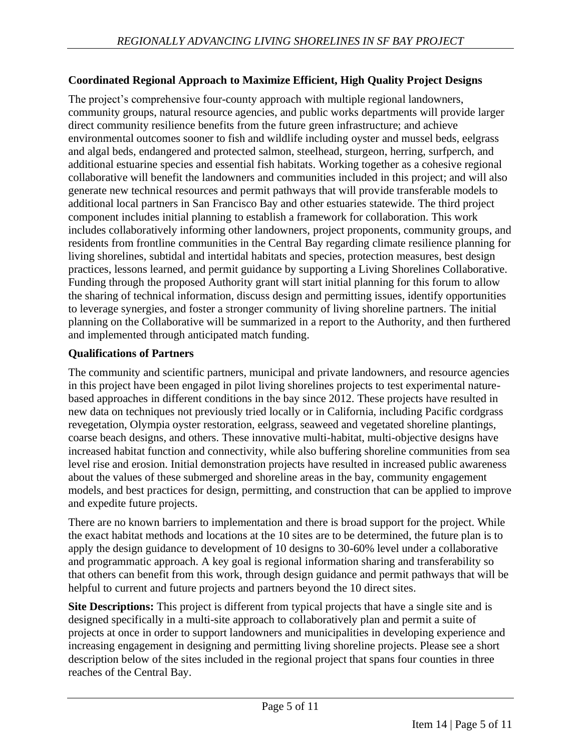**Coordinated Regional Approach to Maximize Efficient, High Quality Project Designs**

The project's comprehensive four-county approach with multiple regional landowners, community groups, natural resource agencies, and public works departments will provide larger direct community resilience benefits from the future green infrastructure; and achieve environmental outcomes sooner to fish and wildlife including oyster and mussel beds, eelgrass and algal beds, endangered and protected salmon, steelhead, sturgeon, herring, surfperch, and additional estuarine species and essential fish habitats. Working together as a cohesive regional collaborative will benefit the landowners and communities included in this project; and will also generate new technical resources and permit pathways that will provide transferable models to additional local partners in San Francisco Bay and other estuaries statewide. The third project component includes initial planning to establish a framework for collaboration. This work includes collaboratively informing other landowners, project proponents, community groups, and residents from frontline communities in the Central Bay regarding climate resilience planning for living shorelines, subtidal and intertidal habitats and species, protection measures, best design practices, lessons learned, and permit guidance by supporting a Living Shorelines Collaborative. Funding through the proposed Authority grant will start initial planning for this forum to allow the sharing of technical information, discuss design and permitting issues, identify opportunities to leverage synergies, and foster a stronger community of living shoreline partners. The initial planning on the Collaborative will be summarized in a report to the Authority, and then furthered and implemented through anticipated match funding.

**Qualifications of Partners**

The community and scientific partners, municipal and private landowners, and resource agencies in this project have been engaged in pilot living shorelines projects to test experimental nature-based approaches in different conditions in the bay since 2012. These projects have resulted in new data on techniques not previously tried locally or in California, including Pacific cordgrass revegetation, Olympia oyster restoration, eelgrass, seaweed and vegetated shoreline plantings, coarse beach designs, and others. These innovative multi-habitat, multi-objective designs have increased habitat function and connectivity, while also buffering shoreline communities from sea level rise and erosion. Initial demonstration projects have resulted in increased public awareness about the values of these submerged and shoreline areas in the bay, community engagement models, and best practices for design, permitting, and construction that can be applied to improve and expedite future projects.

There are no known barriers to implementation and there is broad support for the project. While the exact habitat methods and locations at the 10 sites are to be determined, the future plan is to apply the design guidance to development of 10 designs to 30-60% level under a collaborative and programmatic approach. A key goal is regional information sharing and transferability so that others can benefit from this work, through design guidance and permit pathways that will be helpful to current and future projects and partners beyond the 10 direct sites.

**Site Descriptions:** This project is different from typical projects that have a single site and is designed specifically in a multi-site approach to collaboratively plan and permit a suite of projects at once in order to support landowners and municipalities in developing experience and increasing engagement in designing and permitting living shoreline projects. Please see a short description below of the sites included in the regional project that spans four counties in three reaches of the Central Bay.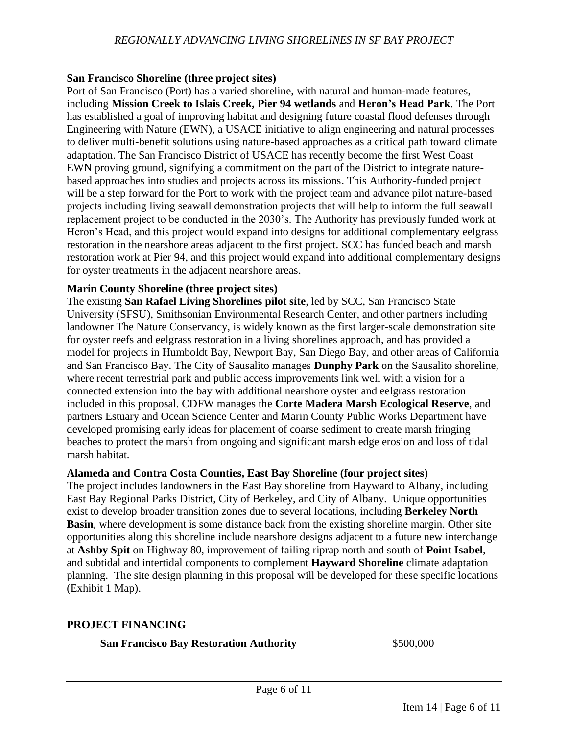**San Francisco Shoreline (three project sites)**

Port of San Francisco (Port) has a varied shoreline, with natural and human-made features, including **Mission Creek to Islais Creek, Pier 94 wetlands** and **Heron's Head Park**. The Port has established a goal of improving habitat and designing future coastal flood defenses through Engineering with Nature (EWN), a USACE initiative to align engineering and natural processes to deliver multi-benefit solutions using nature-based approaches as a critical path toward climate adaptation. The San Francisco District of USACE has recently become the first West Coast EWN proving ground, signifying a commitment on the part of the District to integrate nature-based approaches into studies and projects across its missions. This Authority-funded project will be a step forward for the Port to work with the project team and advance pilot nature-based projects including living seawall demonstration projects that will help to inform the full seawall replacement project to be conducted in the 2030's. The Authority has previously funded work at Heron's Head, and this project would expand into designs for additional complementary eelgrass restoration in the nearshore areas adjacent to the first project. SCC has funded beach and marsh restoration work at Pier 94, and this project would expand into additional complementary designs for oyster treatments in the adjacent nearshore areas.

**Marin County Shoreline (three project sites)**

The existing **San Rafael Living Shorelines pilot site**, led by SCC, San Francisco State University (SFSU), Smithsonian Environmental Research Center, and other partners including landowner The Nature Conservancy, is widely known as the first larger-scale demonstration site for oyster reefs and eelgrass restoration in a living shorelines approach, and has provided a model for projects in Humboldt Bay, Newport Bay, San Diego Bay, and other areas of California and San Francisco Bay. The City of Sausalito manages **Dunphy Park** on the Sausalito shoreline, where recent terrestrial park and public access improvements link well with a vision for a connected extension into the bay with additional nearshore oyster and eelgrass restoration included in this proposal. CDFW manages the **Corte Madera Marsh Ecological Reserve**, and partners Estuary and Ocean Science Center and Marin County Public Works Department have developed promising early ideas for placement of coarse sediment to create marsh fringing beaches to protect the marsh from ongoing and significant marsh edge erosion and loss of tidal marsh habitat.

**Alameda and Contra Costa Counties, East Bay Shoreline (four project sites)**

The project includes landowners in the East Bay shoreline from Hayward to Albany, including East Bay Regional Parks District, City of Berkeley, and City of Albany. Unique opportunities exist to develop broader transition zones due to several locations, including **Berkeley North Basin**, where development is some distance back from the existing shoreline margin. Other site opportunities along this shoreline include nearshore designs adjacent to a future new interchange at **Ashby Spit** on Highway 80, improvement of failing riprap north and south of **Point Isabel**, and subtidal and intertidal components to complement **Hayward Shoreline** climate adaptation planning. The site design planning in this proposal will be developed for these specific locations (Exhibit 1 Map).

## PROJECT FINANCING

| | |
|---|---|
| **San Francisco Bay Restoration Authority** | $500,000 |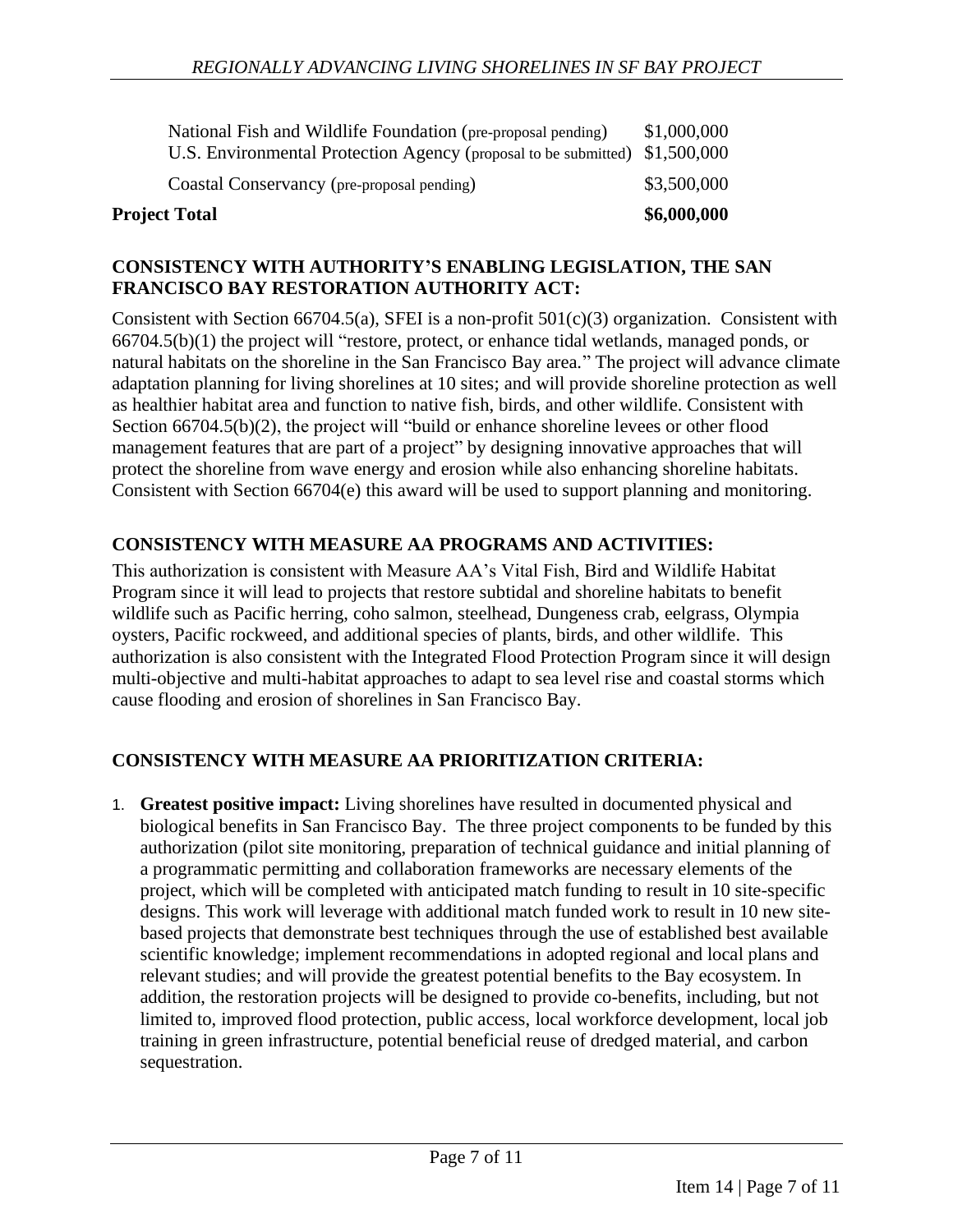| | |
|---|---|
| National Fish and Wildlife Foundation (pre-proposal pending) | \$1,000,000 |
| U.S. Environmental Protection Agency (proposal to be submitted) | \$1,500,000 |
| Coastal Conservancy (pre-proposal pending) | \$3,500,000 |
| **Project Total** | **\$6,000,000** |

**CONSISTENCY WITH AUTHORITY'S ENABLING LEGISLATION, THE SAN FRANCISCO BAY RESTORATION AUTHORITY ACT:**

Consistent with Section 66704.5(a), SFEI is a non-profit 501(c)(3) organization. Consistent with 66704.5(b)(1) the project will "restore, protect, or enhance tidal wetlands, managed ponds, or natural habitats on the shoreline in the San Francisco Bay area." The project will advance climate adaptation planning for living shorelines at 10 sites; and will provide shoreline protection as well as healthier habitat area and function to native fish, birds, and other wildlife. Consistent with Section 66704.5(b)(2), the project will "build or enhance shoreline levees or other flood management features that are part of a project" by designing innovative approaches that will protect the shoreline from wave energy and erosion while also enhancing shoreline habitats. Consistent with Section 66704(e) this award will be used to support planning and monitoring.

**CONSISTENCY WITH MEASURE AA PROGRAMS AND ACTIVITIES:**

This authorization is consistent with Measure AA's Vital Fish, Bird and Wildlife Habitat Program since it will lead to projects that restore subtidal and shoreline habitats to benefit wildlife such as Pacific herring, coho salmon, steelhead, Dungeness crab, eelgrass, Olympia oysters, Pacific rockweed, and additional species of plants, birds, and other wildlife. This authorization is also consistent with the Integrated Flood Protection Program since it will design multi-objective and multi-habitat approaches to adapt to sea level rise and coastal storms which cause flooding and erosion of shorelines in San Francisco Bay.

**CONSISTENCY WITH MEASURE AA PRIORITIZATION CRITERIA:**

1. **Greatest positive impact:** Living shorelines have resulted in documented physical and biological benefits in San Francisco Bay. The three project components to be funded by this authorization (pilot site monitoring, preparation of technical guidance and initial planning of a programmatic permitting and collaboration frameworks are necessary elements of the project, which will be completed with anticipated match funding to result in 10 site-specific designs. This work will leverage with additional match funded work to result in 10 new site-based projects that demonstrate best techniques through the use of established best available scientific knowledge; implement recommendations in adopted regional and local plans and relevant studies; and will provide the greatest potential benefits to the Bay ecosystem. In addition, the restoration projects will be designed to provide co-benefits, including, but not limited to, improved flood protection, public access, local workforce development, local job training in green infrastructure, potential beneficial reuse of dredged material, and carbon sequestration.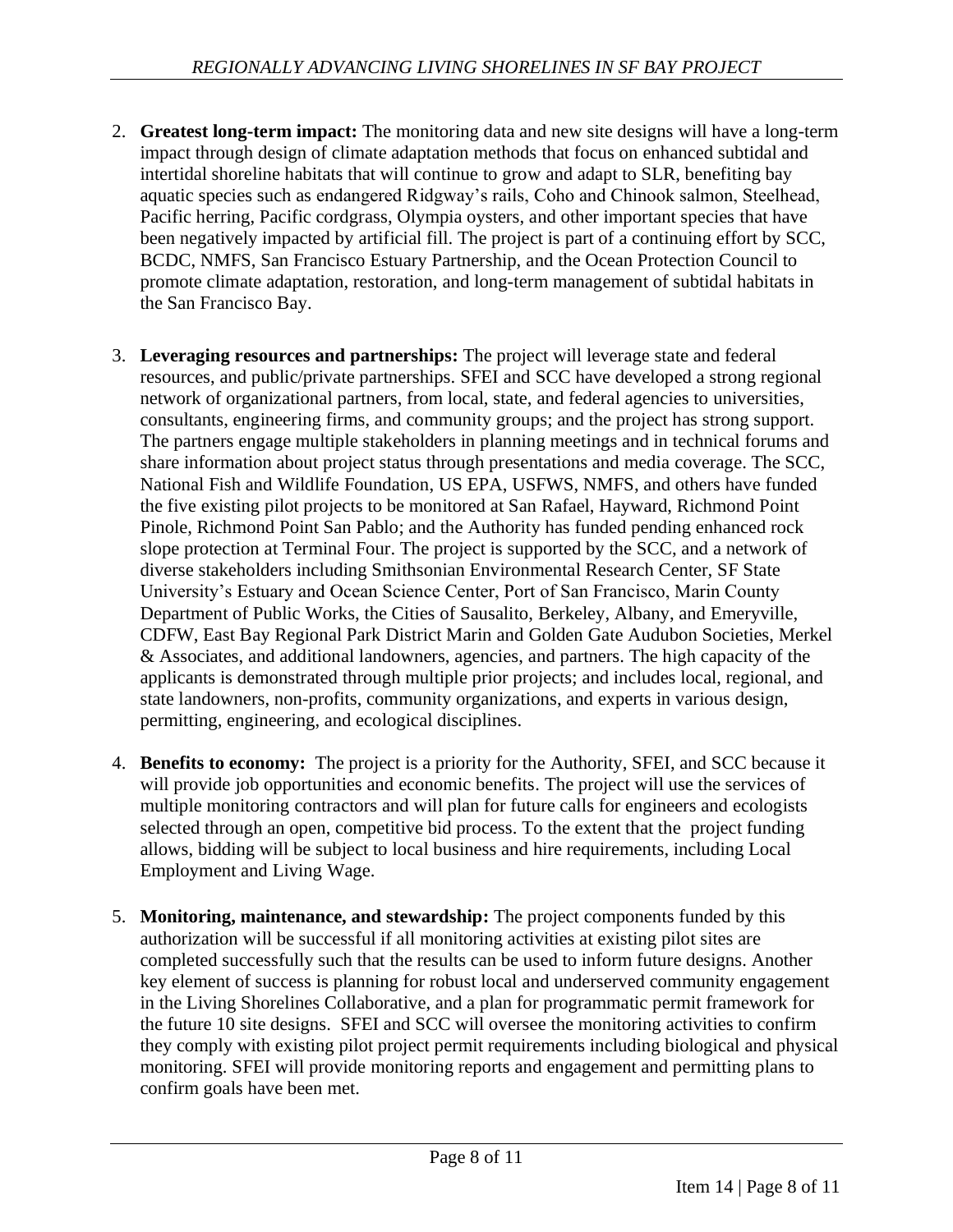2. **Greatest long-term impact:** The monitoring data and new site designs will have a long-term impact through design of climate adaptation methods that focus on enhanced subtidal and intertidal shoreline habitats that will continue to grow and adapt to SLR, benefiting bay aquatic species such as endangered Ridgway's rails, Coho and Chinook salmon, Steelhead, Pacific herring, Pacific cordgrass, Olympia oysters, and other important species that have been negatively impacted by artificial fill. The project is part of a continuing effort by SCC, BCDC, NMFS, San Francisco Estuary Partnership, and the Ocean Protection Council to promote climate adaptation, restoration, and long-term management of subtidal habitats in the San Francisco Bay.

3. **Leveraging resources and partnerships:** The project will leverage state and federal resources, and public/private partnerships. SFEI and SCC have developed a strong regional network of organizational partners, from local, state, and federal agencies to universities, consultants, engineering firms, and community groups; and the project has strong support. The partners engage multiple stakeholders in planning meetings and in technical forums and share information about project status through presentations and media coverage. The SCC, National Fish and Wildlife Foundation, US EPA, USFWS, NMFS, and others have funded the five existing pilot projects to be monitored at San Rafael, Hayward, Richmond Point Pinole, Richmond Point San Pablo; and the Authority has funded pending enhanced rock slope protection at Terminal Four. The project is supported by the SCC, and a network of diverse stakeholders including Smithsonian Environmental Research Center, SF State University's Estuary and Ocean Science Center, Port of San Francisco, Marin County Department of Public Works, the Cities of Sausalito, Berkeley, Albany, and Emeryville, CDFW, East Bay Regional Park District Marin and Golden Gate Audubon Societies, Merkel & Associates, and additional landowners, agencies, and partners. The high capacity of the applicants is demonstrated through multiple prior projects; and includes local, regional, and state landowners, non-profits, community organizations, and experts in various design, permitting, engineering, and ecological disciplines.

4. **Benefits to economy:** The project is a priority for the Authority, SFEI, and SCC because it will provide job opportunities and economic benefits. The project will use the services of multiple monitoring contractors and will plan for future calls for engineers and ecologists selected through an open, competitive bid process. To the extent that the project funding allows, bidding will be subject to local business and hire requirements, including Local Employment and Living Wage.

5. **Monitoring, maintenance, and stewardship:** The project components funded by this authorization will be successful if all monitoring activities at existing pilot sites are completed successfully such that the results can be used to inform future designs. Another key element of success is planning for robust local and underserved community engagement in the Living Shorelines Collaborative, and a plan for programmatic permit framework for the future 10 site designs. SFEI and SCC will oversee the monitoring activities to confirm they comply with existing pilot project permit requirements including biological and physical monitoring. SFEI will provide monitoring reports and engagement and permitting plans to confirm goals have been met.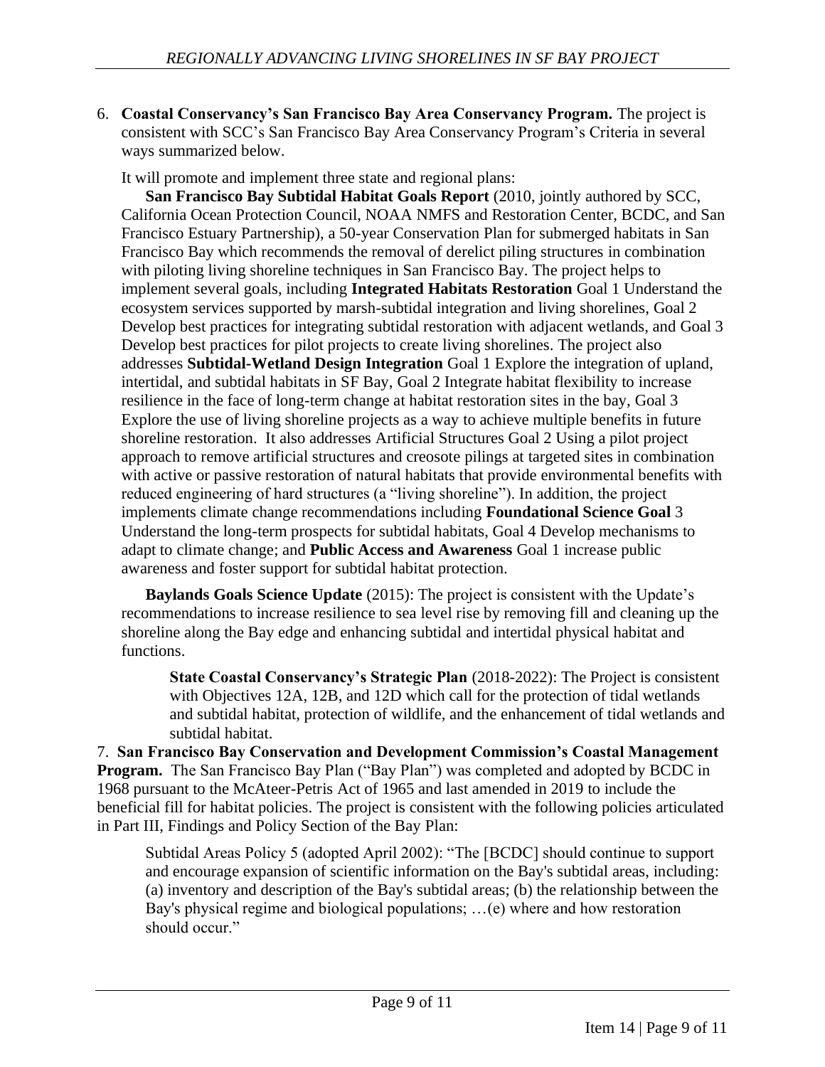6. **Coastal Conservancy's San Francisco Bay Area Conservancy Program.** The project is consistent with SCC's San Francisco Bay Area Conservancy Program's Criteria in several ways summarized below.

   It will promote and implement three state and regional plans:

   **San Francisco Bay Subtidal Habitat Goals Report** (2010, jointly authored by SCC, California Ocean Protection Council, NOAA NMFS and Restoration Center, BCDC, and San Francisco Estuary Partnership), a 50-year Conservation Plan for submerged habitats in San Francisco Bay which recommends the removal of derelict piling structures in combination with piloting living shoreline techniques in San Francisco Bay. The project helps to implement several goals, including **Integrated Habitats Restoration** Goal 1 Understand the ecosystem services supported by marsh-subtidal integration and living shorelines, Goal 2 Develop best practices for integrating subtidal restoration with adjacent wetlands, and Goal 3 Develop best practices for pilot projects to create living shorelines. The project also addresses **Subtidal-Wetland Design Integration** Goal 1 Explore the integration of upland, intertidal, and subtidal habitats in SF Bay, Goal 2 Integrate habitat flexibility to increase resilience in the face of long-term change at habitat restoration sites in the bay, Goal 3 Explore the use of living shoreline projects as a way to achieve multiple benefits in future shoreline restoration. It also addresses Artificial Structures Goal 2 Using a pilot project approach to remove artificial structures and creosote pilings at targeted sites in combination with active or passive restoration of natural habitats that provide environmental benefits with reduced engineering of hard structures (a "living shoreline"). In addition, the project implements climate change recommendations including **Foundational Science Goal** 3 Understand the long-term prospects for subtidal habitats, Goal 4 Develop mechanisms to adapt to climate change; and **Public Access and Awareness** Goal 1 increase public awareness and foster support for subtidal habitat protection.

   **Baylands Goals Science Update** (2015): The project is consistent with the Update's recommendations to increase resilience to sea level rise by removing fill and cleaning up the shoreline along the Bay edge and enhancing subtidal and intertidal physical habitat and functions.

   **State Coastal Conservancy's Strategic Plan** (2018-2022): The Project is consistent with Objectives 12A, 12B, and 12D which call for the protection of tidal wetlands and subtidal habitat, protection of wildlife, and the enhancement of tidal wetlands and subtidal habitat.

7. **San Francisco Bay Conservation and Development Commission's Coastal Management Program.** The San Francisco Bay Plan ("Bay Plan") was completed and adopted by BCDC in 1968 pursuant to the McAteer-Petris Act of 1965 and last amended in 2019 to include the beneficial fill for habitat policies. The project is consistent with the following policies articulated in Part III, Findings and Policy Section of the Bay Plan:

   Subtidal Areas Policy 5 (adopted April 2002): "The [BCDC] should continue to support and encourage expansion of scientific information on the Bay's subtidal areas, including: (a) inventory and description of the Bay's subtidal areas; (b) the relationship between the Bay's physical regime and biological populations; …(e) where and how restoration should occur."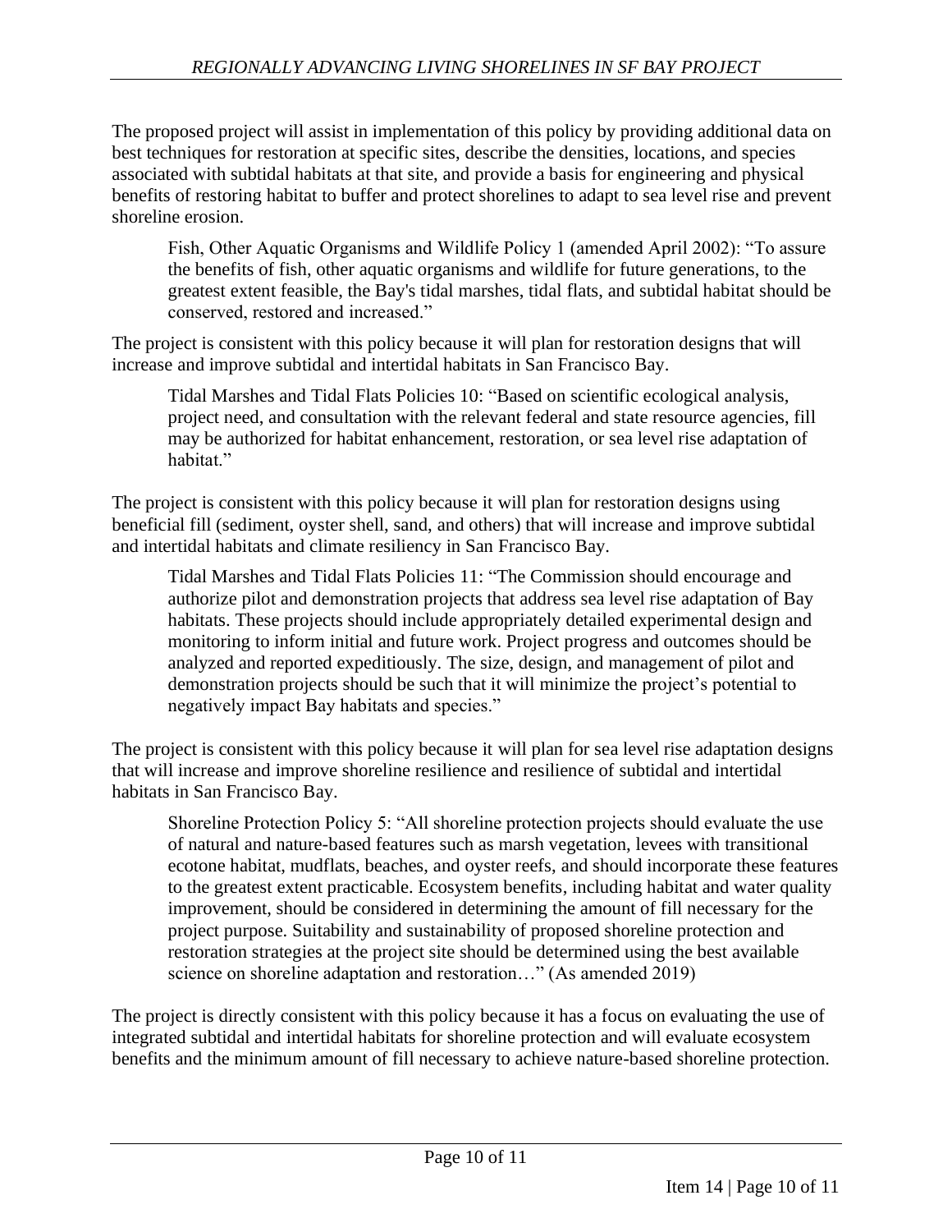The proposed project will assist in implementation of this policy by providing additional data on best techniques for restoration at specific sites, describe the densities, locations, and species associated with subtidal habitats at that site, and provide a basis for engineering and physical benefits of restoring habitat to buffer and protect shorelines to adapt to sea level rise and prevent shoreline erosion.

> Fish, Other Aquatic Organisms and Wildlife Policy 1 (amended April 2002): "To assure the benefits of fish, other aquatic organisms and wildlife for future generations, to the greatest extent feasible, the Bay's tidal marshes, tidal flats, and subtidal habitat should be conserved, restored and increased."

The project is consistent with this policy because it will plan for restoration designs that will increase and improve subtidal and intertidal habitats in San Francisco Bay.

> Tidal Marshes and Tidal Flats Policies 10: "Based on scientific ecological analysis, project need, and consultation with the relevant federal and state resource agencies, fill may be authorized for habitat enhancement, restoration, or sea level rise adaptation of habitat."

The project is consistent with this policy because it will plan for restoration designs using beneficial fill (sediment, oyster shell, sand, and others) that will increase and improve subtidal and intertidal habitats and climate resiliency in San Francisco Bay.

> Tidal Marshes and Tidal Flats Policies 11: "The Commission should encourage and authorize pilot and demonstration projects that address sea level rise adaptation of Bay habitats. These projects should include appropriately detailed experimental design and monitoring to inform initial and future work. Project progress and outcomes should be analyzed and reported expeditiously. The size, design, and management of pilot and demonstration projects should be such that it will minimize the project's potential to negatively impact Bay habitats and species."

The project is consistent with this policy because it will plan for sea level rise adaptation designs that will increase and improve shoreline resilience and resilience of subtidal and intertidal habitats in San Francisco Bay.

> Shoreline Protection Policy 5: "All shoreline protection projects should evaluate the use of natural and nature-based features such as marsh vegetation, levees with transitional ecotone habitat, mudflats, beaches, and oyster reefs, and should incorporate these features to the greatest extent practicable. Ecosystem benefits, including habitat and water quality improvement, should be considered in determining the amount of fill necessary for the project purpose. Suitability and sustainability of proposed shoreline protection and restoration strategies at the project site should be determined using the best available science on shoreline adaptation and restoration…" (As amended 2019)

The project is directly consistent with this policy because it has a focus on evaluating the use of integrated subtidal and intertidal habitats for shoreline protection and will evaluate ecosystem benefits and the minimum amount of fill necessary to achieve nature-based shoreline protection.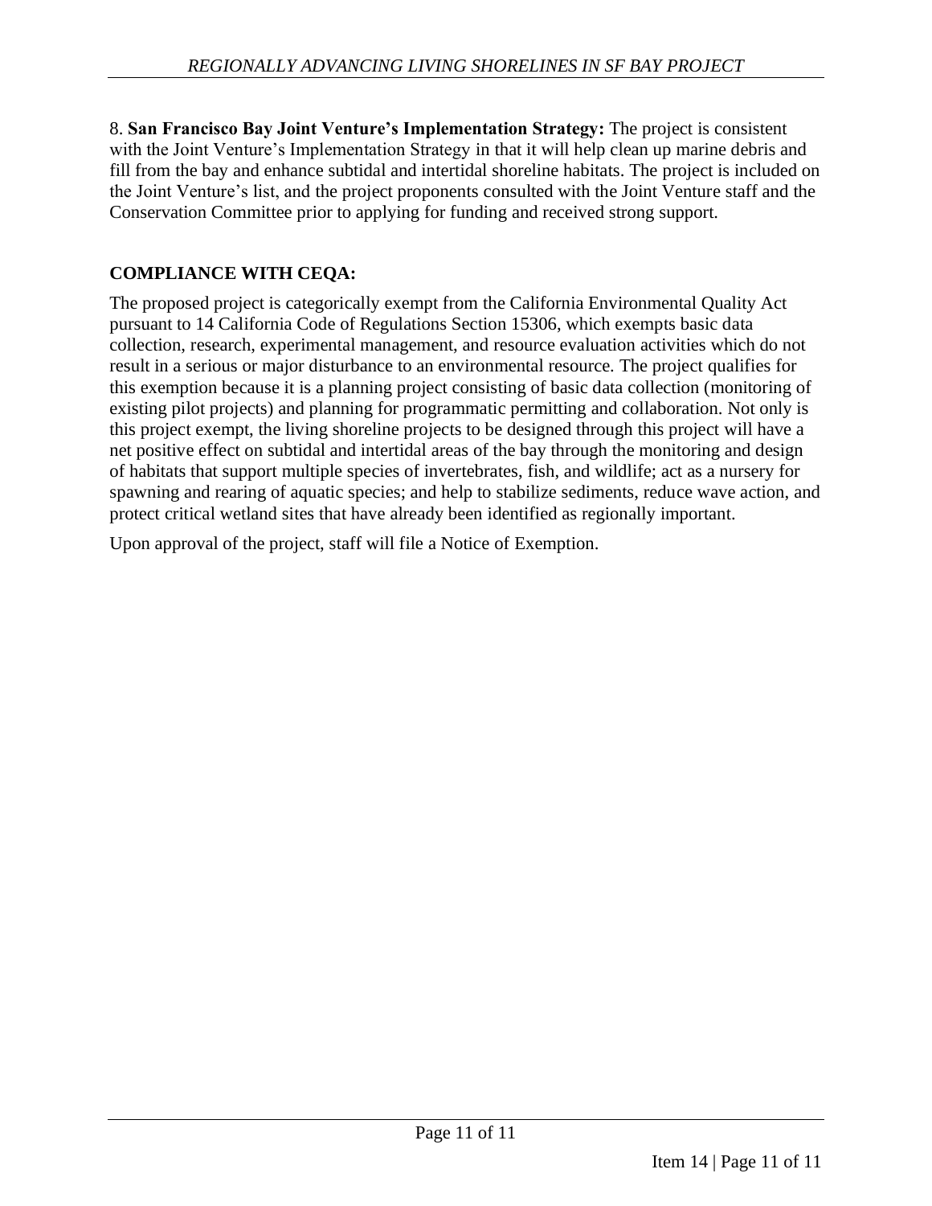8. **San Francisco Bay Joint Venture's Implementation Strategy:** The project is consistent with the Joint Venture's Implementation Strategy in that it will help clean up marine debris and fill from the bay and enhance subtidal and intertidal shoreline habitats. The project is included on the Joint Venture's list, and the project proponents consulted with the Joint Venture staff and the Conservation Committee prior to applying for funding and received strong support.

## COMPLIANCE WITH CEQA:

The proposed project is categorically exempt from the California Environmental Quality Act pursuant to 14 California Code of Regulations Section 15306, which exempts basic data collection, research, experimental management, and resource evaluation activities which do not result in a serious or major disturbance to an environmental resource. The project qualifies for this exemption because it is a planning project consisting of basic data collection (monitoring of existing pilot projects) and planning for programmatic permitting and collaboration. Not only is this project exempt, the living shoreline projects to be designed through this project will have a net positive effect on subtidal and intertidal areas of the bay through the monitoring and design of habitats that support multiple species of invertebrates, fish, and wildlife; act as a nursery for spawning and rearing of aquatic species; and help to stabilize sediments, reduce wave action, and protect critical wetland sites that have already been identified as regionally important.

Upon approval of the project, staff will file a Notice of Exemption.